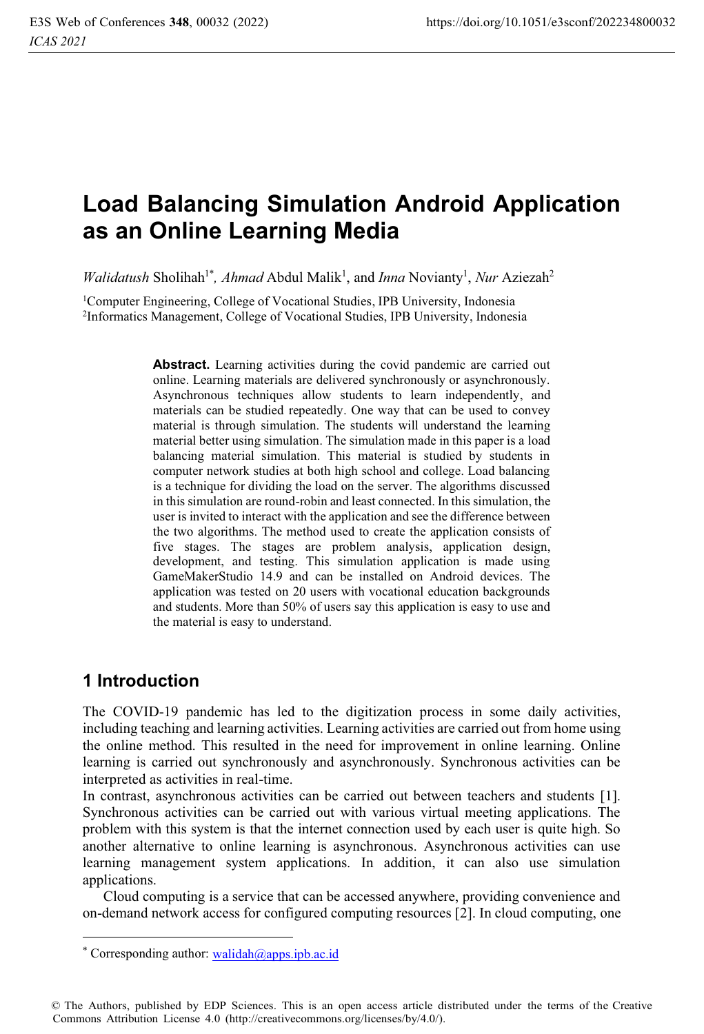# Load Balancing Simulation Android Application as an Online Learning Media

*Walidatush* Sholihah[1*], *Ahmad* Abdul Malik[1], and *Inna* Novianty[1], *Nur* Aziezah[2]

[1]Computer Engineering, College of Vocational Studies, IPB University, Indonesia
[2]Informatics Management, College of Vocational Studies, IPB University, Indonesia

**Abstract.** Learning activities during the covid pandemic are carried out online. Learning materials are delivered synchronously or asynchronously. Asynchronous techniques allow students to learn independently, and materials can be studied repeatedly. One way that can be used to convey material is through simulation. The students will understand the learning material better using simulation. The simulation made in this paper is a load balancing material simulation. This material is studied by students in computer network studies at both high school and college. Load balancing is a technique for dividing the load on the server. The algorithms discussed in this simulation are round-robin and least connected. In this simulation, the user is invited to interact with the application and see the difference between the two algorithms. The method used to create the application consists of five stages. The stages are problem analysis, application design, development, and testing. This simulation application is made using GameMakerStudio 14.9 and can be installed on Android devices. The application was tested on 20 users with vocational education backgrounds and students. More than 50% of users say this application is easy to use and the material is easy to understand.

## 1 Introduction

The COVID-19 pandemic has led to the digitization process in some daily activities, including teaching and learning activities. Learning activities are carried out from home using the online method. This resulted in the need for improvement in online learning. Online learning is carried out synchronously and asynchronously. Synchronous activities can be interpreted as activities in real-time.

In contrast, asynchronous activities can be carried out between teachers and students [1]. Synchronous activities can be carried out with various virtual meeting applications. The problem with this system is that the internet connection used by each user is quite high. So another alternative to online learning is asynchronous. Asynchronous activities can use learning management system applications. In addition, it can also use simulation applications.

Cloud computing is a service that can be accessed anywhere, providing convenience and on-demand network access for configured computing resources [2]. In cloud computing, one

---

* Corresponding author: walidah@apps.ipb.ac.id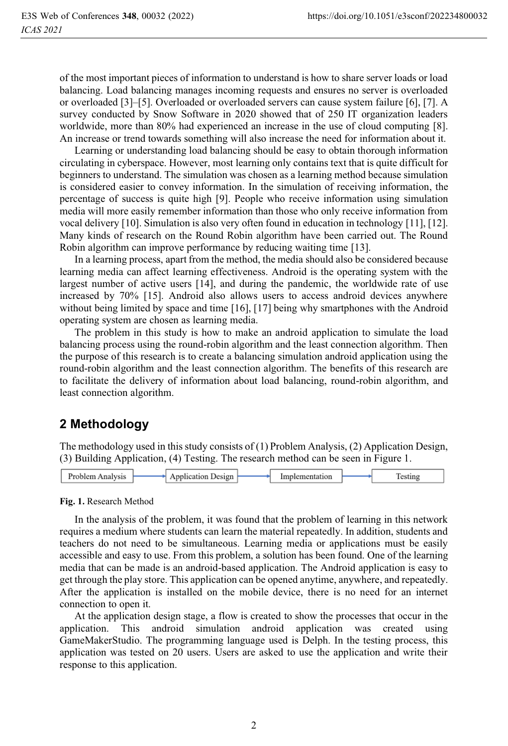of the most important pieces of information to understand is how to share server loads or load balancing. Load balancing manages incoming requests and ensures no server is overloaded or overloaded [3]–[5]. Overloaded or overloaded servers can cause system failure [6], [7]. A survey conducted by Snow Software in 2020 showed that of 250 IT organization leaders worldwide, more than 80% had experienced an increase in the use of cloud computing [8]. An increase or trend towards something will also increase the need for information about it.

Learning or understanding load balancing should be easy to obtain thorough information circulating in cyberspace. However, most learning only contains text that is quite difficult for beginners to understand. The simulation was chosen as a learning method because simulation is considered easier to convey information. In the simulation of receiving information, the percentage of success is quite high [9]. People who receive information using simulation media will more easily remember information than those who only receive information from vocal delivery [10]. Simulation is also very often found in education in technology [11], [12]. Many kinds of research on the Round Robin algorithm have been carried out. The Round Robin algorithm can improve performance by reducing waiting time [13].

In a learning process, apart from the method, the media should also be considered because learning media can affect learning effectiveness. Android is the operating system with the largest number of active users [14], and during the pandemic, the worldwide rate of use increased by 70% [15]. Android also allows users to access android devices anywhere without being limited by space and time [16], [17] being why smartphones with the Android operating system are chosen as learning media.

The problem in this study is how to make an android application to simulate the load balancing process using the round-robin algorithm and the least connection algorithm. Then the purpose of this research is to create a balancing simulation android application using the round-robin algorithm and the least connection algorithm. The benefits of this research are to facilitate the delivery of information about load balancing, round-robin algorithm, and least connection algorithm.

## 2 Methodology

The methodology used in this study consists of (1) Problem Analysis, (2) Application Design, (3) Building Application, (4) Testing. The research method can be seen in Figure 1.

Problem Analysis → Application Design → Implementation → Testing

**Fig. 1.** Research Method

In the analysis of the problem, it was found that the problem of learning in this network requires a medium where students can learn the material repeatedly. In addition, students and teachers do not need to be simultaneous. Learning media or applications must be easily accessible and easy to use. From this problem, a solution has been found. One of the learning media that can be made is an android-based application. The Android application is easy to get through the play store. This application can be opened anytime, anywhere, and repeatedly. After the application is installed on the mobile device, there is no need for an internet connection to open it.

At the application design stage, a flow is created to show the processes that occur in the application. This android simulation android application was created using GameMakerStudio. The programming language used is Delph. In the testing process, this application was tested on 20 users. Users are asked to use the application and write their response to this application.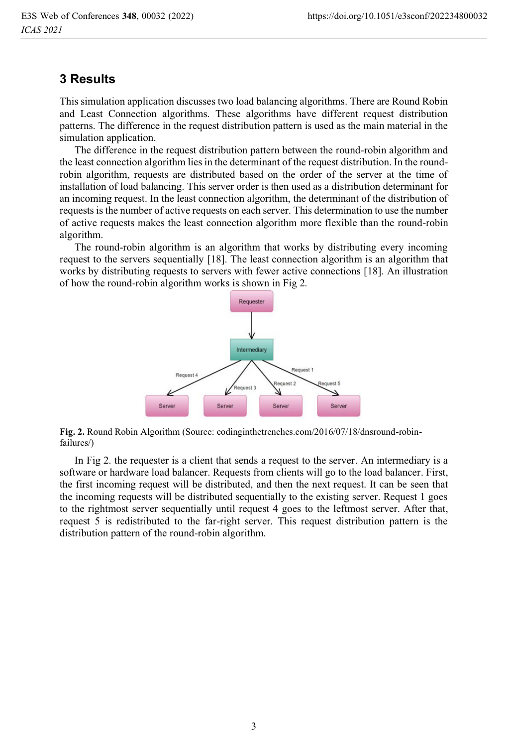## 3 Results

This simulation application discusses two load balancing algorithms. There are Round Robin and Least Connection algorithms. These algorithms have different request distribution patterns. The difference in the request distribution pattern is used as the main material in the simulation application.

The difference in the request distribution pattern between the round-robin algorithm and the least connection algorithm lies in the determinant of the request distribution. In the round-robin algorithm, requests are distributed based on the order of the server at the time of installation of load balancing. This server order is then used as a distribution determinant for an incoming request. In the least connection algorithm, the determinant of the distribution of requests is the number of active requests on each server. This determination to use the number of active requests makes the least connection algorithm more flexible than the round-robin algorithm.

The round-robin algorithm is an algorithm that works by distributing every incoming request to the servers sequentially [18]. The least connection algorithm is an algorithm that works by distributing requests to servers with fewer active connections [18]. An illustration of how the round-robin algorithm works is shown in Fig 2.

**Fig. 2.** Round Robin Algorithm (Source: codinginthetrenches.com/2016/07/18/dnsround-robin-failures/)

In Fig 2. the requester is a client that sends a request to the server. An intermediary is a software or hardware load balancer. Requests from clients will go to the load balancer. First, the first incoming request will be distributed, and then the next request. It can be seen that the incoming requests will be distributed sequentially to the existing server. Request 1 goes to the rightmost server sequentially until request 4 goes to the leftmost server. After that, request 5 is redistributed to the far-right server. This request distribution pattern is the distribution pattern of the round-robin algorithm.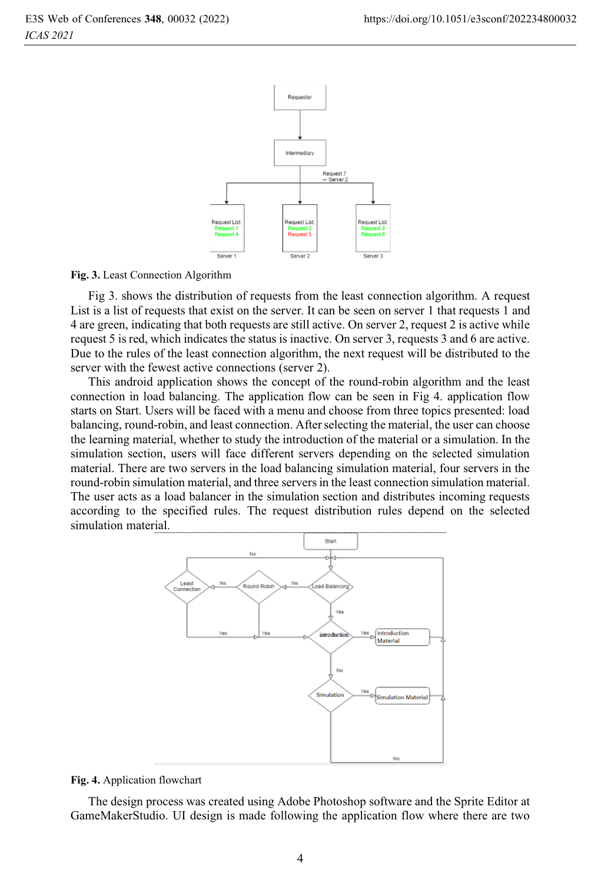Fig. 3. Least Connection Algorithm

Fig 3. shows the distribution of requests from the least connection algorithm. A request List is a list of requests that exist on the server. It can be seen on server 1 that requests 1 and 4 are green, indicating that both requests are still active. On server 2, request 2 is active while request 5 is red, which indicates the status is inactive. On server 3, requests 3 and 6 are active. Due to the rules of the least connection algorithm, the next request will be distributed to the server with the fewest active connections (server 2).

This android application shows the concept of the round-robin algorithm and the least connection in load balancing. The application flow can be seen in Fig 4. application flow starts on Start. Users will be faced with a menu and choose from three topics presented: load balancing, round-robin, and least connection. After selecting the material, the user can choose the learning material, whether to study the introduction of the material or a simulation. In the simulation section, users will face different servers depending on the selected simulation material. There are two servers in the load balancing simulation material, four servers in the round-robin simulation material, and three servers in the least connection simulation material. The user acts as a load balancer in the simulation section and distributes incoming requests according to the specified rules. The request distribution rules depend on the selected simulation material.

Fig. 4. Application flowchart

The design process was created using Adobe Photoshop software and the Sprite Editor at GameMakerStudio. UI design is made following the application flow where there are two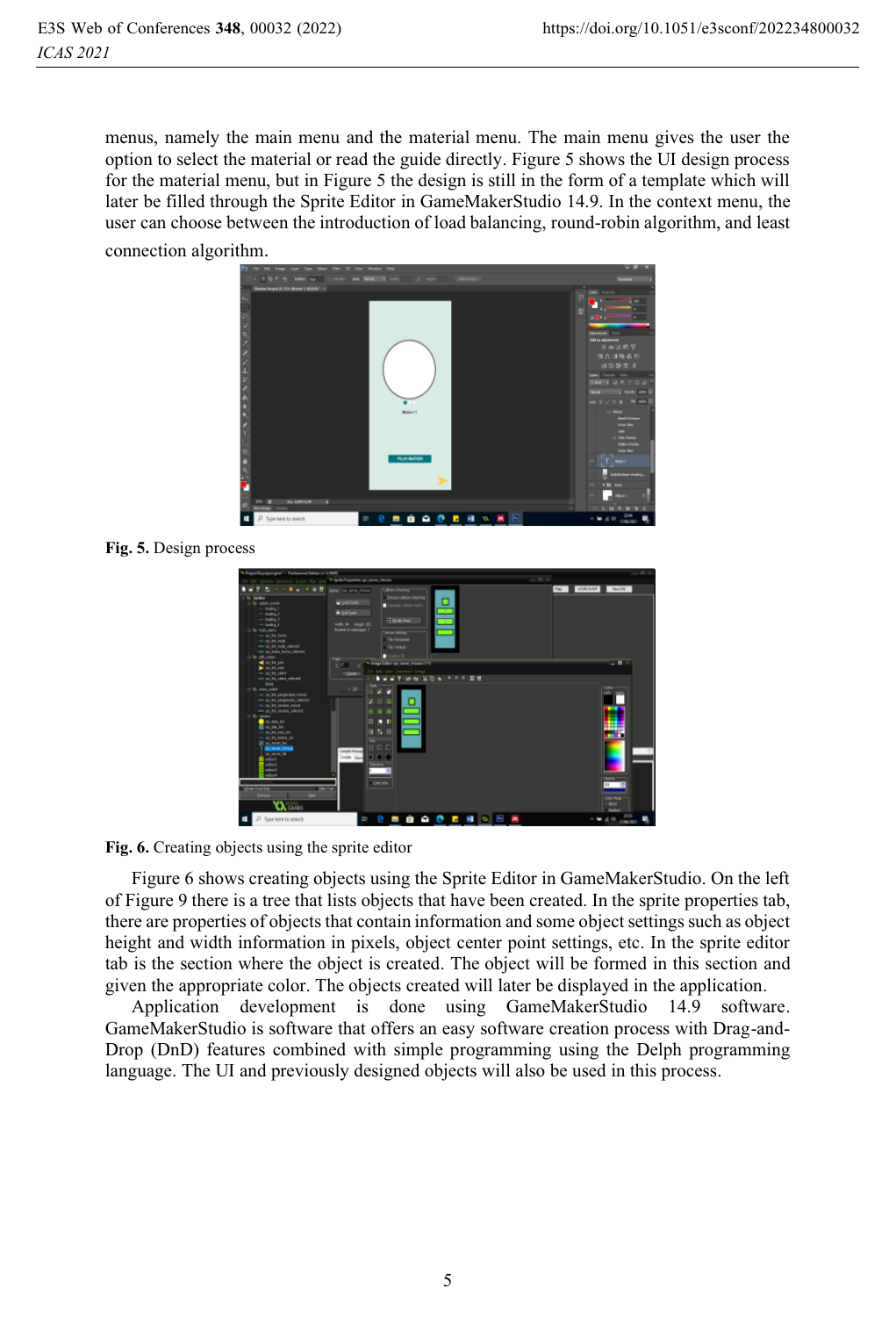menus, namely the main menu and the material menu. The main menu gives the user the option to select the material or read the guide directly. Figure 5 shows the UI design process for the material menu, but in Figure 5 the design is still in the form of a template which will later be filled through the Sprite Editor in GameMakerStudio 14.9. In the context menu, the user can choose between the introduction of load balancing, round-robin algorithm, and least connection algorithm.

**Fig. 5.** Design process

**Fig. 6.** Creating objects using the sprite editor

Figure 6 shows creating objects using the Sprite Editor in GameMakerStudio. On the left of Figure 9 there is a tree that lists objects that have been created. In the sprite properties tab, there are properties of objects that contain information and some object settings such as object height and width information in pixels, object center point settings, etc. In the sprite editor tab is the section where the object is created. The object will be formed in this section and given the appropriate color. The objects created will later be displayed in the application.

Application development is done using GameMakerStudio 14.9 software. GameMakerStudio is software that offers an easy software creation process with Drag-and-Drop (DnD) features combined with simple programming using the Delph programming language. The UI and previously designed objects will also be used in this process.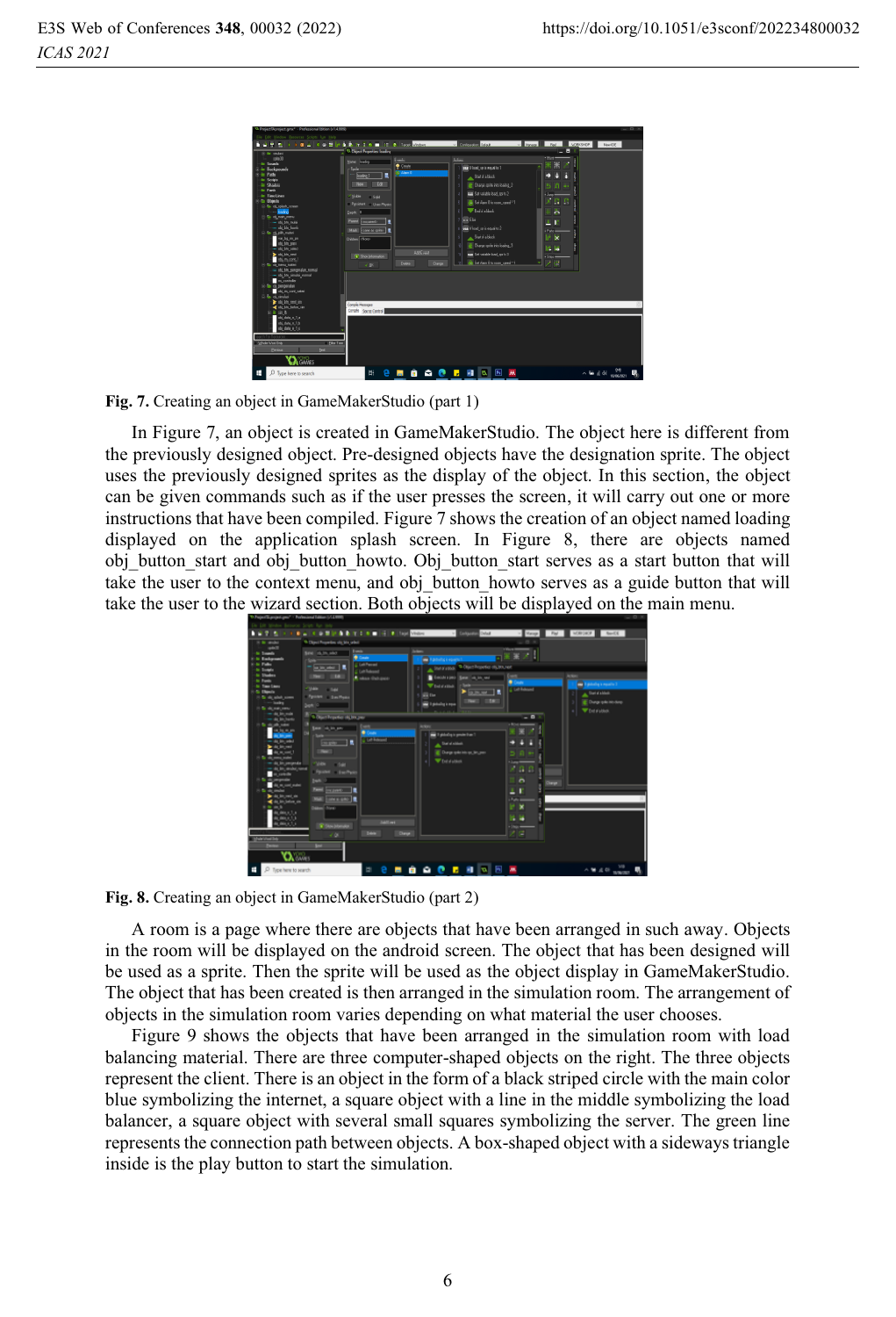Fig. 7. Creating an object in GameMakerStudio (part 1)

In Figure 7, an object is created in GameMakerStudio. The object here is different from the previously designed object. Pre-designed objects have the designation sprite. The object uses the previously designed sprites as the display of the object. In this section, the object can be given commands such as if the user presses the screen, it will carry out one or more instructions that have been compiled. Figure 7 shows the creation of an object named loading displayed on the application splash screen. In Figure 8, there are objects named obj_button_start and obj_button_howto. Obj_button_start serves as a start button that will take the user to the context menu, and obj_button_howto serves as a guide button that will take the user to the wizard section. Both objects will be displayed on the main menu.

Fig. 8. Creating an object in GameMakerStudio (part 2)

A room is a page where there are objects that have been arranged in such away. Objects in the room will be displayed on the android screen. The object that has been designed will be used as a sprite. Then the sprite will be used as the object display in GameMakerStudio. The object that has been created is then arranged in the simulation room. The arrangement of objects in the simulation room varies depending on what material the user chooses.

Figure 9 shows the objects that have been arranged in the simulation room with load balancing material. There are three computer-shaped objects on the right. The three objects represent the client. There is an object in the form of a black striped circle with the main color blue symbolizing the internet, a square object with a line in the middle symbolizing the load balancer, a square object with several small squares symbolizing the server. The green line represents the connection path between objects. A box-shaped object with a sideways triangle inside is the play button to start the simulation.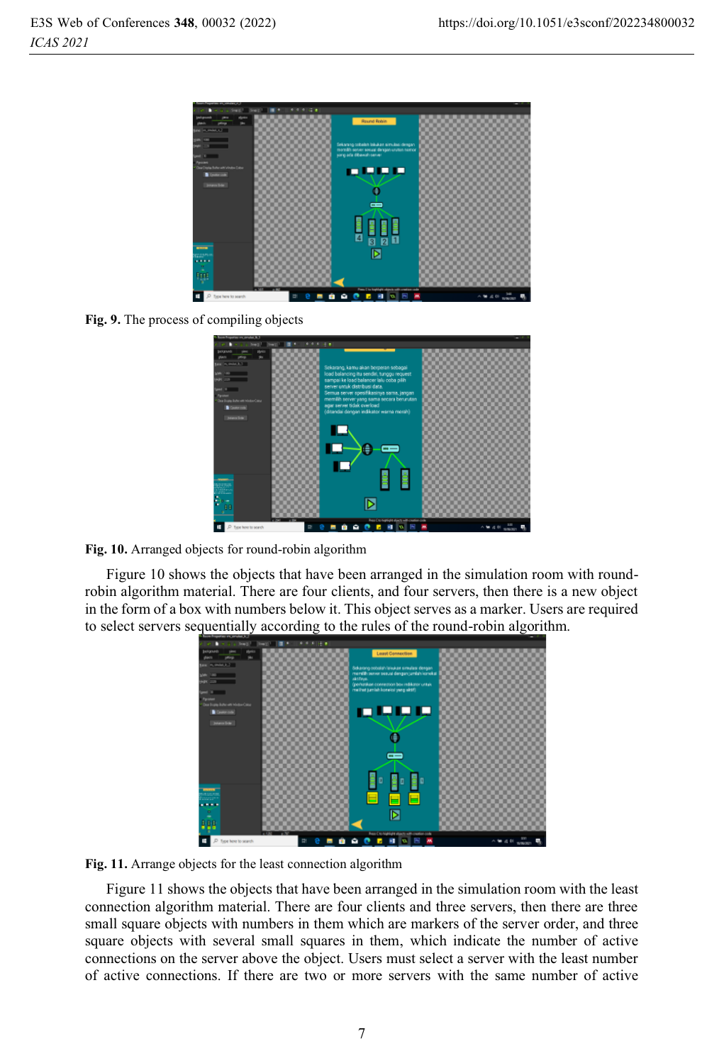Fig. 9. The process of compiling objects

Fig. 10. Arranged objects for round-robin algorithm

Figure 10 shows the objects that have been arranged in the simulation room with round-robin algorithm material. There are four clients, and four servers, then there is a new object in the form of a box with numbers below it. This object serves as a marker. Users are required to select servers sequentially according to the rules of the round-robin algorithm.

Fig. 11. Arrange objects for the least connection algorithm

Figure 11 shows the objects that have been arranged in the simulation room with the least connection algorithm material. There are four clients and three servers, then there are three small square objects with numbers in them which are markers of the server order, and three square objects with several small squares in them, which indicate the number of active connections on the server above the object. Users must select a server with the least number of active connections. If there are two or more servers with the same number of active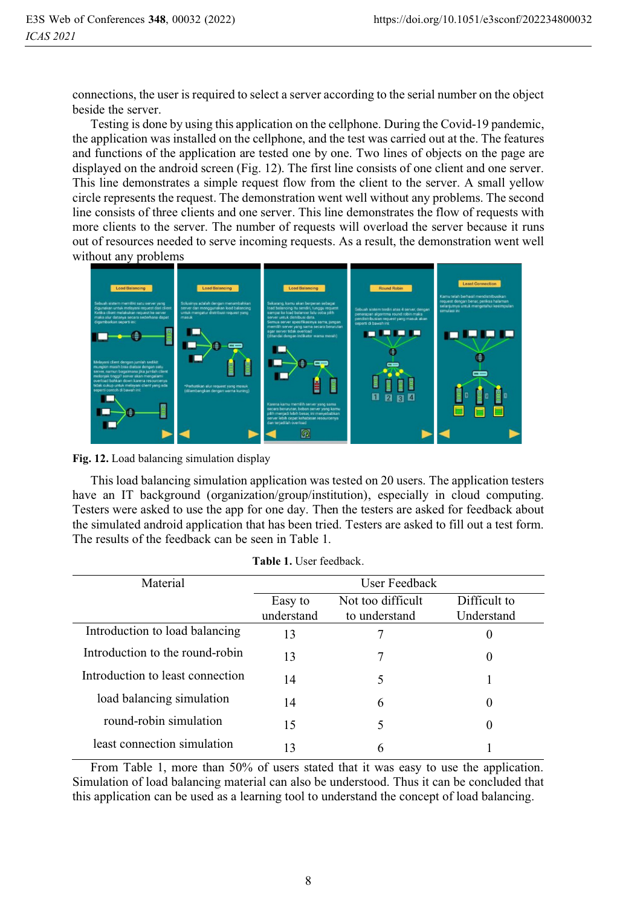connections, the user is required to select a server according to the serial number on the object beside the server.

Testing is done by using this application on the cellphone. During the Covid-19 pandemic, the application was installed on the cellphone, and the test was carried out at the. The features and functions of the application are tested one by one. Two lines of objects on the page are displayed on the android screen (Fig. 12). The first line consists of one client and one server. This line demonstrates a simple request flow from the client to the server. A small yellow circle represents the request. The demonstration went well without any problems. The second line consists of three clients and one server. This line demonstrates the flow of requests with more clients to the server. The number of requests will overload the server because it runs out of resources needed to serve incoming requests. As a result, the demonstration went well without any problems

**Fig. 12.** Load balancing simulation display

This load balancing simulation application was tested on 20 users. The application testers have an IT background (organization/group/institution), especially in cloud computing. Testers were asked to use the app for one day. Then the testers were asked for feedback about the simulated android application that has been tried. Testers are asked to fill out a test form. The results of the feedback can be seen in Table 1.

**Table 1.** User feedback.

| Material | User Feedback | | |
|---|---|---|---|
| | Easy to understand | Not too difficult to understand | Difficult to Understand |
| Introduction to load balancing | 13 | 7 | 0 |
| Introduction to the round-robin | 13 | 7 | 0 |
| Introduction to least connection | 14 | 5 | 1 |
| load balancing simulation | 14 | 6 | 0 |
| round-robin simulation | 15 | 5 | 0 |
| least connection simulation | 13 | 6 | 1 |

From Table 1, more than 50% of users stated that it was easy to use the application. Simulation of load balancing material can also be understood. Thus it can be concluded that this application can be used as a learning tool to understand the concept of load balancing.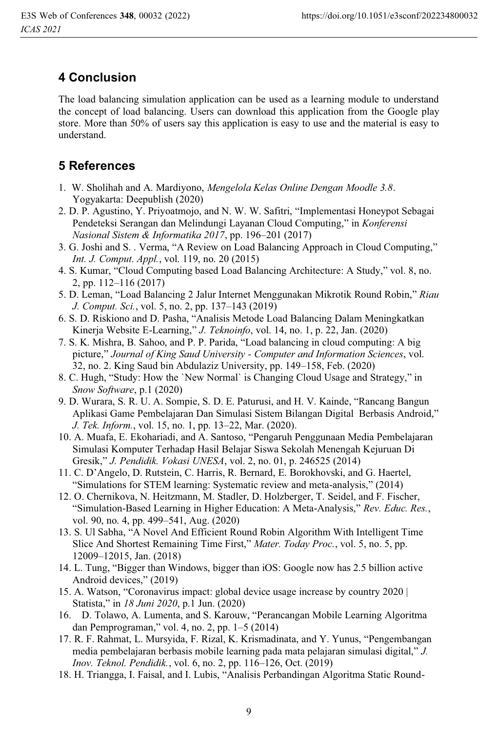## 4 Conclusion

The load balancing simulation application can be used as a learning module to understand the concept of load balancing. Users can download this application from the Google play store. More than 50% of users say this application is easy to use and the material is easy to understand.

## 5 References

1. W. Sholihah and A. Mardiyono, *Mengelola Kelas Online Dengan Moodle 3.8*. Yogyakarta: Deepublish (2020)
2. D. P. Agustino, Y. Priyoatmojo, and N. W. W. Safitri, "Implementasi Honeypot Sebagai Pendeteksi Serangan dan Melindungi Layanan Cloud Computing," in *Konferensi Nasional Sistem & Informatika 2017*, pp. 196–201 (2017)
3. G. Joshi and S. . Verma, "A Review on Load Balancing Approach in Cloud Computing," *Int. J. Comput. Appl.*, vol. 119, no. 20 (2015)
4. S. Kumar, "Cloud Computing based Load Balancing Architecture: A Study," vol. 8, no. 2, pp. 112–116 (2017)
5. D. Leman, "Load Balancing 2 Jalur Internet Menggunakan Mikrotik Round Robin," *Riau J. Comput. Sci.*, vol. 5, no. 2, pp. 137–143 (2019)
6. S. D. Riskiono and D. Pasha, "Analisis Metode Load Balancing Dalam Meningkatkan Kinerja Website E-Learning," *J. Teknoinfo*, vol. 14, no. 1, p. 22, Jan. (2020)
7. S. K. Mishra, B. Sahoo, and P. P. Parida, "Load balancing in cloud computing: A big picture," *Journal of King Saud University - Computer and Information Sciences*, vol. 32, no. 2. King Saud bin Abdulaziz University, pp. 149–158, Feb. (2020)
8. C. Hugh, "Study: How the `New Normal` is Changing Cloud Usage and Strategy," in *Snow Software*, p.1 (2020)
9. D. Wurara, S. R. U. A. Sompie, S. D. E. Paturusi, and H. V. Kainde, "Rancang Bangun Aplikasi Game Pembelajaran Dan Simulasi Sistem Bilangan Digital Berbasis Android," *J. Tek. Inform.*, vol. 15, no. 1, pp. 13–22, Mar. (2020).
10. A. Muafa, E. Ekohariadi, and A. Santoso, "Pengaruh Penggunaan Media Pembelajaran Simulasi Komputer Terhadap Hasil Belajar Siswa Sekolah Menengah Kejuruan Di Gresik," *J. Pendidik. Vokasi UNESA*, vol. 2, no. 01, p. 246525 (2014)
11. C. D'Angelo, D. Rutstein, C. Harris, R. Bernard, E. Borokhovski, and G. Haertel, "Simulations for STEM learning: Systematic review and meta-analysis," (2014)
12. O. Chernikova, N. Heitzmann, M. Stadler, D. Holzberger, T. Seidel, and F. Fischer, "Simulation-Based Learning in Higher Education: A Meta-Analysis," *Rev. Educ. Res.*, vol. 90, no. 4, pp. 499–541, Aug. (2020)
13. S. Ul Sabha, "A Novel And Efficient Round Robin Algorithm With Intelligent Time Slice And Shortest Remaining Time First," *Mater. Today Proc.*, vol. 5, no. 5, pp. 12009–12015, Jan. (2018)
14. L. Tung, "Bigger than Windows, bigger than iOS: Google now has 2.5 billion active Android devices," (2019)
15. A. Watson, "Coronavirus impact: global device usage increase by country 2020 | Statista," in *18 Juni 2020*, p.1 Jun. (2020)
16. D. Tolawo, A. Lumenta, and S. Karouw, "Perancangan Mobile Learning Algoritma dan Pemprograman," vol. 4, no. 2, pp. 1–5 (2014)
17. R. F. Rahmat, L. Mursyida, F. Rizal, K. Krismadinata, and Y. Yunus, "Pengembangan media pembelajaran berbasis mobile learning pada mata pelajaran simulasi digital," *J. Inov. Teknol. Pendidik.*, vol. 6, no. 2, pp. 116–126, Oct. (2019)
18. H. Triangga, I. Faisal, and I. Lubis, "Analisis Perbandingan Algoritma Static Round-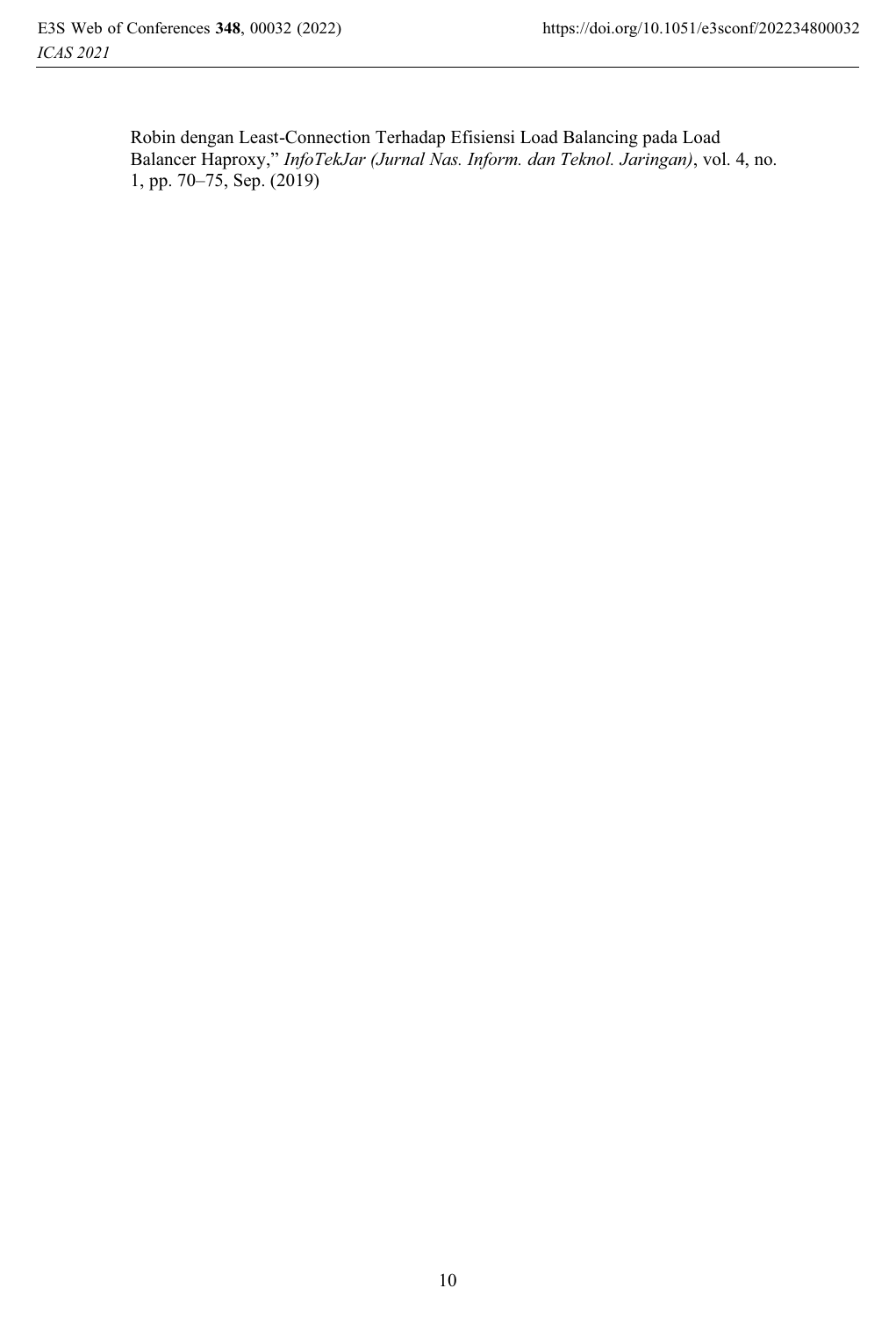Robin dengan Least-Connection Terhadap Efisiensi Load Balancing pada Load Balancer Haproxy," *InfoTekJar (Jurnal Nas. Inform. dan Teknol. Jaringan)*, vol. 4, no. 1, pp. 70–75, Sep. (2019)